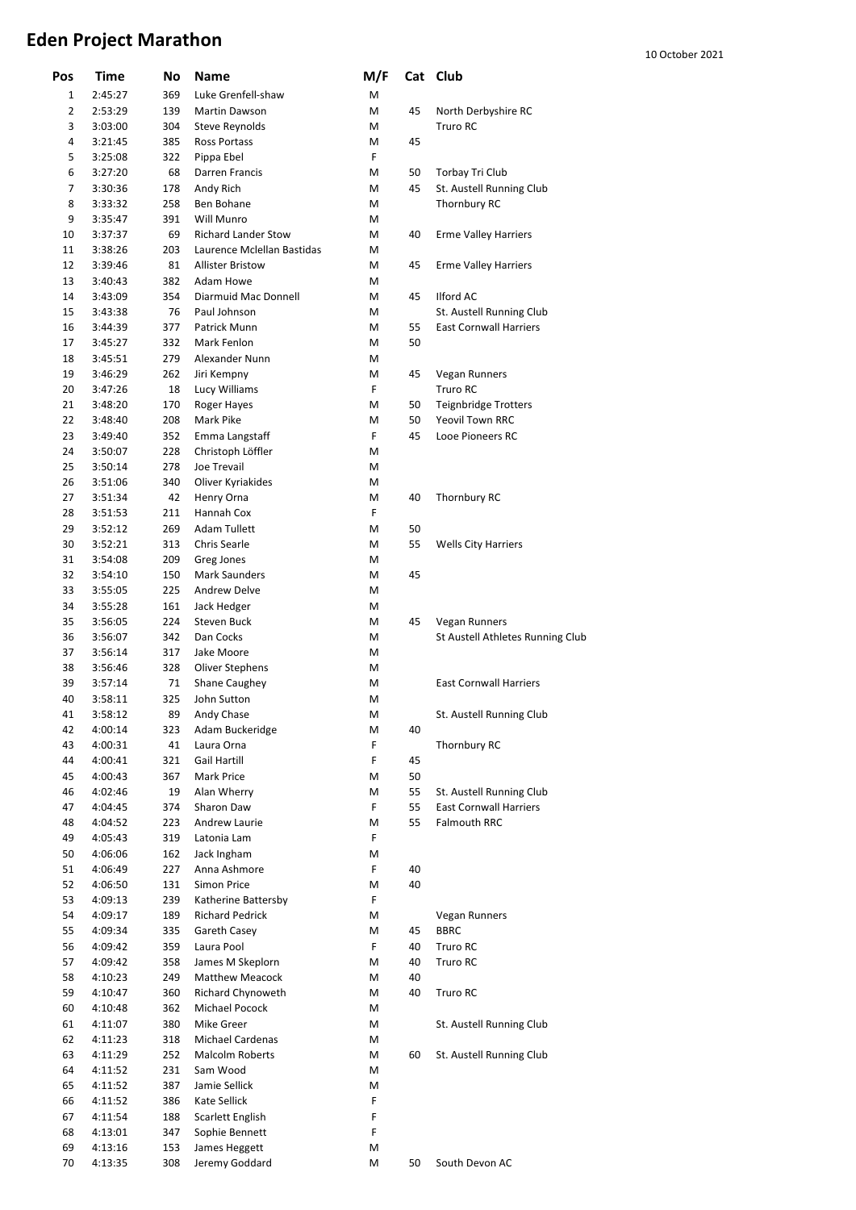# Eden Project Marathon

10 October 2021

| Pos | Time | No | Name | M/F | Cat | Club |
|---|---|---|---|---|---|---|
| 1 | 2:45:27 | 369 | Luke Grenfell-shaw | M | | |
| 2 | 2:53:29 | 139 | Martin Dawson | M | 45 | North Derbyshire RC |
| 3 | 3:03:00 | 304 | Steve Reynolds | M | | Truro RC |
| 4 | 3:21:45 | 385 | Ross Portass | M | 45 | |
| 5 | 3:25:08 | 322 | Pippa Ebel | F | | |
| 6 | 3:27:20 | 68 | Darren Francis | M | 50 | Torbay Tri Club |
| 7 | 3:30:36 | 178 | Andy Rich | M | 45 | St. Austell Running Club |
| 8 | 3:33:32 | 258 | Ben Bohane | M | | Thornbury RC |
| 9 | 3:35:47 | 391 | Will Munro | M | | |
| 10 | 3:37:37 | 69 | Richard Lander Stow | M | 40 | Erme Valley Harriers |
| 11 | 3:38:26 | 203 | Laurence Mclellan Bastidas | M | | |
| 12 | 3:39:46 | 81 | Allister Bristow | M | 45 | Erme Valley Harriers |
| 13 | 3:40:43 | 382 | Adam Howe | M | | |
| 14 | 3:43:09 | 354 | Diarmuid Mac Donnell | M | 45 | Ilford AC |
| 15 | 3:43:38 | 76 | Paul Johnson | M | | St. Austell Running Club |
| 16 | 3:44:39 | 377 | Patrick Munn | M | 55 | East Cornwall Harriers |
| 17 | 3:45:27 | 332 | Mark Fenlon | M | 50 | |
| 18 | 3:45:51 | 279 | Alexander Nunn | M | | |
| 19 | 3:46:29 | 262 | Jiri Kempny | M | 45 | Vegan Runners |
| 20 | 3:47:26 | 18 | Lucy Williams | F | | Truro RC |
| 21 | 3:48:20 | 170 | Roger Hayes | M | 50 | Teignbridge Trotters |
| 22 | 3:48:40 | 208 | Mark Pike | M | 50 | Yeovil Town RRC |
| 23 | 3:49:40 | 352 | Emma Langstaff | F | 45 | Looe Pioneers RC |
| 24 | 3:50:07 | 228 | Christoph Löffler | M | | |
| 25 | 3:50:14 | 278 | Joe Trevail | M | | |
| 26 | 3:51:06 | 340 | Oliver Kyriakides | M | | |
| 27 | 3:51:34 | 42 | Henry Orna | M | 40 | Thornbury RC |
| 28 | 3:51:53 | 211 | Hannah Cox | F | | |
| 29 | 3:52:12 | 269 | Adam Tullett | M | 50 | |
| 30 | 3:52:21 | 313 | Chris Searle | M | 55 | Wells City Harriers |
| 31 | 3:54:08 | 209 | Greg Jones | M | | |
| 32 | 3:54:10 | 150 | Mark Saunders | M | 45 | |
| 33 | 3:55:05 | 225 | Andrew Delve | M | | |
| 34 | 3:55:28 | 161 | Jack Hedger | M | | |
| 35 | 3:56:05 | 224 | Steven Buck | M | 45 | Vegan Runners |
| 36 | 3:56:07 | 342 | Dan Cocks | M | | St Austell Athletes Running Club |
| 37 | 3:56:14 | 317 | Jake Moore | M | | |
| 38 | 3:56:46 | 328 | Oliver Stephens | M | | |
| 39 | 3:57:14 | 71 | Shane Caughey | M | | East Cornwall Harriers |
| 40 | 3:58:11 | 325 | John Sutton | M | | |
| 41 | 3:58:12 | 89 | Andy Chase | M | | St. Austell Running Club |
| 42 | 4:00:14 | 323 | Adam Buckeridge | M | 40 | |
| 43 | 4:00:31 | 41 | Laura Orna | F | | Thornbury RC |
| 44 | 4:00:41 | 321 | Gail Hartill | F | 45 | |
| 45 | 4:00:43 | 367 | Mark Price | M | 50 | |
| 46 | 4:02:46 | 19 | Alan Wherry | M | 55 | St. Austell Running Club |
| 47 | 4:04:45 | 374 | Sharon Daw | F | 55 | East Cornwall Harriers |
| 48 | 4:04:52 | 223 | Andrew Laurie | M | 55 | Falmouth RRC |
| 49 | 4:05:43 | 319 | Latonia Lam | F | | |
| 50 | 4:06:06 | 162 | Jack Ingham | M | | |
| 51 | 4:06:49 | 227 | Anna Ashmore | F | 40 | |
| 52 | 4:06:50 | 131 | Simon Price | M | 40 | |
| 53 | 4:09:13 | 239 | Katherine Battersby | F | | |
| 54 | 4:09:17 | 189 | Richard Pedrick | M | | Vegan Runners |
| 55 | 4:09:34 | 335 | Gareth Casey | M | 45 | BBRC |
| 56 | 4:09:42 | 359 | Laura Pool | F | 40 | Truro RC |
| 57 | 4:09:42 | 358 | James M Skeplorn | M | 40 | Truro RC |
| 58 | 4:10:23 | 249 | Matthew Meacock | M | 40 | |
| 59 | 4:10:47 | 360 | Richard Chynoweth | M | 40 | Truro RC |
| 60 | 4:10:48 | 362 | Michael Pocock | M | | |
| 61 | 4:11:07 | 380 | Mike Greer | M | | St. Austell Running Club |
| 62 | 4:11:23 | 318 | Michael Cardenas | M | | |
| 63 | 4:11:29 | 252 | Malcolm Roberts | M | 60 | St. Austell Running Club |
| 64 | 4:11:52 | 231 | Sam Wood | M | | |
| 65 | 4:11:52 | 387 | Jamie Sellick | M | | |
| 66 | 4:11:52 | 386 | Kate Sellick | F | | |
| 67 | 4:11:54 | 188 | Scarlett English | F | | |
| 68 | 4:13:01 | 347 | Sophie Bennett | F | | |
| 69 | 4:13:16 | 153 | James Heggett | M | | |
| 70 | 4:13:35 | 308 | Jeremy Goddard | M | 50 | South Devon AC |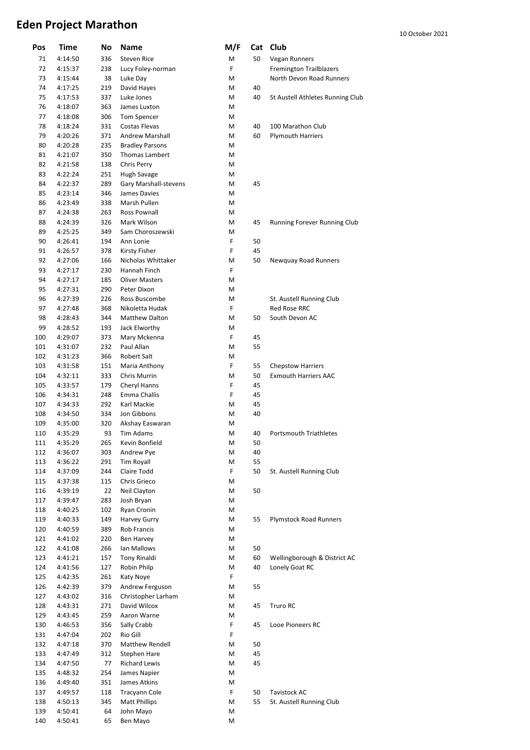# Eden Project Marathon

10 October 2021

| Pos | Time | No | Name | M/F | Cat | Club |
|---|---|---|---|---|---|---|
| 71 | 4:14:50 | 336 | Steven Rice | M | 50 | Vegan Runners |
| 72 | 4:15:37 | 238 | Lucy Foley-norman | F | | Fremington Trailblazers |
| 73 | 4:15:44 | 38 | Luke Day | M | | North Devon Road Runners |
| 74 | 4:17:25 | 219 | David Hayes | M | 40 | |
| 75 | 4:17:53 | 337 | Luke Jones | M | 40 | St Austell Athletes Running Club |
| 76 | 4:18:07 | 363 | James Luxton | M | | |
| 77 | 4:18:08 | 306 | Tom Spencer | M | | |
| 78 | 4:18:24 | 331 | Costas Flevas | M | 40 | 100 Marathon Club |
| 79 | 4:20:26 | 371 | Andrew Marshall | M | 60 | Plymouth Harriers |
| 80 | 4:20:28 | 235 | Bradley Parsons | M | | |
| 81 | 4:21:07 | 350 | Thomas Lambert | M | | |
| 82 | 4:21:58 | 138 | Chris Perry | M | | |
| 83 | 4:22:24 | 251 | Hugh Savage | M | | |
| 84 | 4:22:37 | 289 | Gary Marshall-stevens | M | 45 | |
| 85 | 4:23:14 | 346 | James Davies | M | | |
| 86 | 4:23:49 | 338 | Marsh Pullen | M | | |
| 87 | 4:24:38 | 263 | Ross Pownall | M | | |
| 88 | 4:24:39 | 326 | Mark Wilson | M | 45 | Running Forever Running Club |
| 89 | 4:25:25 | 349 | Sam Choroszewski | M | | |
| 90 | 4:26:41 | 194 | Ann Lonie | F | 50 | |
| 91 | 4:26:57 | 378 | Kirsty Fisher | F | 45 | |
| 92 | 4:27:06 | 166 | Nicholas Whittaker | M | 50 | Newquay Road Runners |
| 93 | 4:27:17 | 230 | Hannah Finch | F | | |
| 94 | 4:27:17 | 185 | Oliver Masters | M | | |
| 95 | 4:27:31 | 290 | Peter Dixon | M | | |
| 96 | 4:27:39 | 226 | Ross Buscombe | M | | St. Austell Running Club |
| 97 | 4:27:48 | 368 | Nikoletta Hudak | F | | Red Rose RRC |
| 98 | 4:28:43 | 344 | Matthew Dalton | M | 50 | South Devon AC |
| 99 | 4:28:52 | 193 | Jack Elworthy | M | | |
| 100 | 4:29:07 | 373 | Mary Mckenna | F | 45 | |
| 101 | 4:31:07 | 232 | Paul Allan | M | 55 | |
| 102 | 4:31:23 | 366 | Robert Salt | M | | |
| 103 | 4:31:58 | 151 | Maria Anthony | F | 55 | Chepstow Harriers |
| 104 | 4:32:11 | 333 | Chris Murrin | M | 50 | Exmouth Harriers AAC |
| 105 | 4:33:57 | 179 | Cheryl Hanns | F | 45 | |
| 106 | 4:34:31 | 248 | Emma Challis | F | 45 | |
| 107 | 4:34:33 | 292 | Karl Mackie | M | 45 | |
| 108 | 4:34:50 | 334 | Jon Gibbons | M | 40 | |
| 109 | 4:35:00 | 320 | Akshay Easwaran | M | | |
| 110 | 4:35:29 | 93 | Tim Adams | M | 40 | Portsmouth Triathletes |
| 111 | 4:35:29 | 265 | Kevin Bonfield | M | 50 | |
| 112 | 4:36:07 | 303 | Andrew Pye | M | 40 | |
| 113 | 4:36:22 | 291 | Tim Royall | M | 55 | |
| 114 | 4:37:09 | 244 | Claire Todd | F | 50 | St. Austell Running Club |
| 115 | 4:37:38 | 115 | Chris Grieco | M | | |
| 116 | 4:39:19 | 22 | Neil Clayton | M | 50 | |
| 117 | 4:39:47 | 283 | Josh Bryan | M | | |
| 118 | 4:40:25 | 102 | Ryan Cronin | M | | |
| 119 | 4:40:33 | 149 | Harvey Gurry | M | 55 | Plymstock Road Runners |
| 120 | 4:40:59 | 389 | Rob Francis | M | | |
| 121 | 4:41:02 | 220 | Ben Harvey | M | | |
| 122 | 4:41:08 | 266 | Ian Mallows | M | 50 | |
| 123 | 4:41:21 | 157 | Tony Rinaldi | M | 60 | Wellingborough & District AC |
| 124 | 4:41:56 | 127 | Robin Philp | M | 40 | Lonely Goat RC |
| 125 | 4:42:35 | 261 | Katy Noye | F | | |
| 126 | 4:42:39 | 379 | Andrew Ferguson | M | 55 | |
| 127 | 4:43:02 | 316 | Christopher Larham | M | | |
| 128 | 4:43:31 | 271 | David Wilcox | M | 45 | Truro RC |
| 129 | 4:43:45 | 259 | Aaron Warne | M | | |
| 130 | 4:46:53 | 356 | Sally Crabb | F | 45 | Looe Pioneers RC |
| 131 | 4:47:04 | 202 | Rio Gill | F | | |
| 132 | 4:47:18 | 370 | Matthew Rendell | M | 50 | |
| 133 | 4:47:49 | 312 | Stephen Hare | M | 45 | |
| 134 | 4:47:50 | 77 | Richard Lewis | M | 45 | |
| 135 | 4:48:32 | 254 | James Napier | M | | |
| 136 | 4:49:40 | 351 | James Atkins | M | | |
| 137 | 4:49:57 | 118 | Tracyann Cole | F | 50 | Tavistock AC |
| 138 | 4:50:13 | 345 | Matt Phillips | M | 55 | St. Austell Running Club |
| 139 | 4:50:41 | 64 | John Mayo | M | | |
| 140 | 4:50:41 | 65 | Ben Mayo | M | | |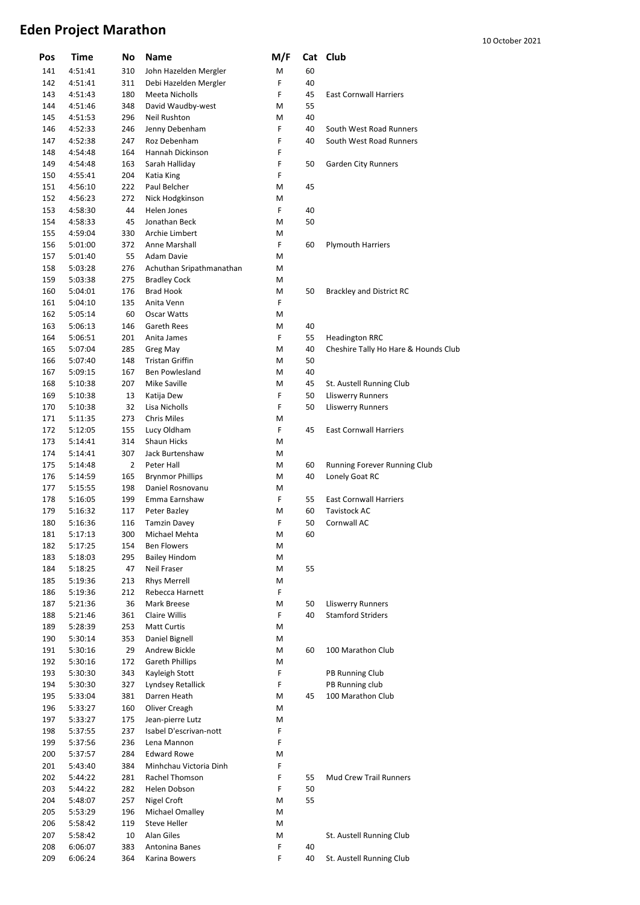# Eden Project Marathon

10 October 2021

| Pos | Time | No | Name | M/F | Cat | Club |
|---|---|---|---|---|---|---|
| 141 | 4:51:41 | 310 | John Hazelden Mergler | M | 60 | |
| 142 | 4:51:41 | 311 | Debi Hazelden Mergler | F | 40 | |
| 143 | 4:51:43 | 180 | Meeta Nicholls | F | 45 | East Cornwall Harriers |
| 144 | 4:51:46 | 348 | David Waudby-west | M | 55 | |
| 145 | 4:51:53 | 296 | Neil Rushton | M | 40 | |
| 146 | 4:52:33 | 246 | Jenny Debenham | F | 40 | South West Road Runners |
| 147 | 4:52:38 | 247 | Roz Debenham | F | 40 | South West Road Runners |
| 148 | 4:54:48 | 164 | Hannah Dickinson | F | | |
| 149 | 4:54:48 | 163 | Sarah Halliday | F | 50 | Garden City Runners |
| 150 | 4:55:41 | 204 | Katia King | F | | |
| 151 | 4:56:10 | 222 | Paul Belcher | M | 45 | |
| 152 | 4:56:23 | 272 | Nick Hodgkinson | M | | |
| 153 | 4:58:30 | 44 | Helen Jones | F | 40 | |
| 154 | 4:58:33 | 45 | Jonathan Beck | M | 50 | |
| 155 | 4:59:04 | 330 | Archie Limbert | M | | |
| 156 | 5:01:00 | 372 | Anne Marshall | F | 60 | Plymouth Harriers |
| 157 | 5:01:40 | 55 | Adam Davie | M | | |
| 158 | 5:03:28 | 276 | Achuthan Sripathmanathan | M | | |
| 159 | 5:03:38 | 275 | Bradley Cock | M | | |
| 160 | 5:04:01 | 176 | Brad Hook | M | 50 | Brackley and District RC |
| 161 | 5:04:10 | 135 | Anita Venn | F | | |
| 162 | 5:05:14 | 60 | Oscar Watts | M | | |
| 163 | 5:06:13 | 146 | Gareth Rees | M | 40 | |
| 164 | 5:06:51 | 201 | Anita James | F | 55 | Headington RRC |
| 165 | 5:07:04 | 285 | Greg May | M | 40 | Cheshire Tally Ho Hare & Hounds Club |
| 166 | 5:07:40 | 148 | Tristan Griffin | M | 50 | |
| 167 | 5:09:15 | 167 | Ben Powlesland | M | 40 | |
| 168 | 5:10:38 | 207 | Mike Saville | M | 45 | St. Austell Running Club |
| 169 | 5:10:38 | 13 | Katija Dew | F | 50 | Lliswerry Runners |
| 170 | 5:10:38 | 32 | Lisa Nicholls | F | 50 | Lliswerry Runners |
| 171 | 5:11:35 | 273 | Chris Miles | M | | |
| 172 | 5:12:05 | 155 | Lucy Oldham | F | 45 | East Cornwall Harriers |
| 173 | 5:14:41 | 314 | Shaun Hicks | M | | |
| 174 | 5:14:41 | 307 | Jack Burtenshaw | M | | |
| 175 | 5:14:48 | 2 | Peter Hall | M | 60 | Running Forever Running Club |
| 176 | 5:14:59 | 165 | Brynmor Phillips | M | 40 | Lonely Goat RC |
| 177 | 5:15:55 | 198 | Daniel Rosnovanu | M | | |
| 178 | 5:16:05 | 199 | Emma Earnshaw | F | 55 | East Cornwall Harriers |
| 179 | 5:16:32 | 117 | Peter Bazley | M | 60 | Tavistock AC |
| 180 | 5:16:36 | 116 | Tamzin Davey | F | 50 | Cornwall AC |
| 181 | 5:17:13 | 300 | Michael Mehta | M | 60 | |
| 182 | 5:17:25 | 154 | Ben Flowers | M | | |
| 183 | 5:18:03 | 295 | Bailey Hindom | M | | |
| 184 | 5:18:25 | 47 | Neil Fraser | M | 55 | |
| 185 | 5:19:36 | 213 | Rhys Merrell | M | | |
| 186 | 5:19:36 | 212 | Rebecca Harnett | F | | |
| 187 | 5:21:36 | 36 | Mark Breese | M | 50 | Lliswerry Runners |
| 188 | 5:21:46 | 361 | Claire Willis | F | 40 | Stamford Striders |
| 189 | 5:28:39 | 253 | Matt Curtis | M | | |
| 190 | 5:30:14 | 353 | Daniel Bignell | M | | |
| 191 | 5:30:16 | 29 | Andrew Bickle | M | 60 | 100 Marathon Club |
| 192 | 5:30:16 | 172 | Gareth Phillips | M | | |
| 193 | 5:30:30 | 343 | Kayleigh Stott | F | | PB Running Club |
| 194 | 5:30:30 | 327 | Lyndsey Retallick | F | | PB Running club |
| 195 | 5:33:04 | 381 | Darren Heath | M | 45 | 100 Marathon Club |
| 196 | 5:33:27 | 160 | Oliver Creagh | M | | |
| 197 | 5:33:27 | 175 | Jean-pierre Lutz | M | | |
| 198 | 5:37:55 | 237 | Isabel D'escrivan-nott | F | | |
| 199 | 5:37:56 | 236 | Lena Mannon | F | | |
| 200 | 5:37:57 | 284 | Edward Rowe | M | | |
| 201 | 5:43:40 | 384 | Minhchau Victoria Dinh | F | | |
| 202 | 5:44:22 | 281 | Rachel Thomson | F | 55 | Mud Crew Trail Runners |
| 203 | 5:44:22 | 282 | Helen Dobson | F | 50 | |
| 204 | 5:48:07 | 257 | Nigel Croft | M | 55 | |
| 205 | 5:53:29 | 196 | Michael Omalley | M | | |
| 206 | 5:58:42 | 119 | Steve Heller | M | | |
| 207 | 5:58:42 | 10 | Alan Giles | M | | St. Austell Running Club |
| 208 | 6:06:07 | 383 | Antonina Banes | F | 40 | |
| 209 | 6:06:24 | 364 | Karina Bowers | F | 40 | St. Austell Running Club |